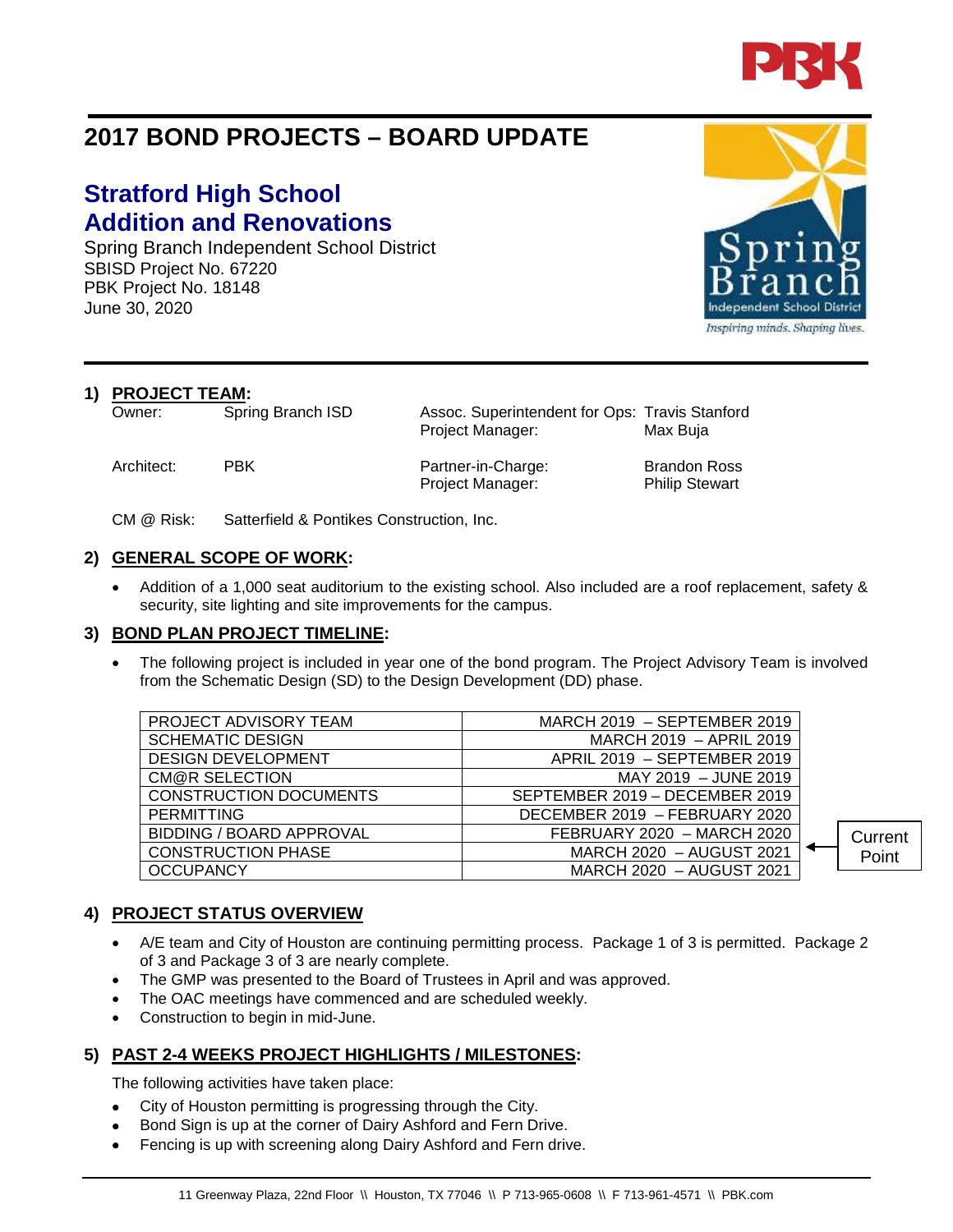# 2017 BOND PROJECTS – BOARD UPDATE

## Stratford High School
## Addition and Renovations

Spring Branch Independent School District
SBISD Project No. 67220
PBK Project No. 18148
June 30, 2020

### 1) PROJECT TEAM:

| | | | |
|---|---|---|---|
| Owner: | Spring Branch ISD | Assoc. Superintendent for Ops: | Travis Stanford |
| | | Project Manager: | Max Buja |
| Architect: | PBK | Partner-in-Charge: | Brandon Ross |
| | | Project Manager: | Philip Stewart |
| CM @ Risk: | Satterfield & Pontikes Construction, Inc. | | |

### 2) GENERAL SCOPE OF WORK:

- Addition of a 1,000 seat auditorium to the existing school. Also included are a roof replacement, safety & security, site lighting and site improvements for the campus.

### 3) BOND PLAN PROJECT TIMELINE:

- The following project is included in year one of the bond program. The Project Advisory Team is involved from the Schematic Design (SD) to the Design Development (DD) phase.

| | | |
|---|---|---|
| PROJECT ADVISORY TEAM | MARCH 2019 – SEPTEMBER 2019 | |
| SCHEMATIC DESIGN | MARCH 2019 – APRIL 2019 | |
| DESIGN DEVELOPMENT | APRIL 2019 – SEPTEMBER 2019 | |
| CM@R SELECTION | MAY 2019 – JUNE 2019 | |
| CONSTRUCTION DOCUMENTS | SEPTEMBER 2019 – DECEMBER 2019 | |
| PERMITTING | DECEMBER 2019 – FEBRUARY 2020 | |
| BIDDING / BOARD APPROVAL | FEBRUARY 2020 – MARCH 2020 | |
| CONSTRUCTION PHASE | MARCH 2020 – AUGUST 2021 | ← Current Point |
| OCCUPANCY | MARCH 2020 – AUGUST 2021 | |

### 4) PROJECT STATUS OVERVIEW

- A/E team and City of Houston are continuing permitting process. Package 1 of 3 is permitted. Package 2 of 3 and Package 3 of 3 are nearly complete.
- The GMP was presented to the Board of Trustees in April and was approved.
- The OAC meetings have commenced and are scheduled weekly.
- Construction to begin in mid-June.

### 5) PAST 2-4 WEEKS PROJECT HIGHLIGHTS / MILESTONES:

The following activities have taken place:

- City of Houston permitting is progressing through the City.
- Bond Sign is up at the corner of Dairy Ashford and Fern Drive.
- Fencing is up with screening along Dairy Ashford and Fern drive.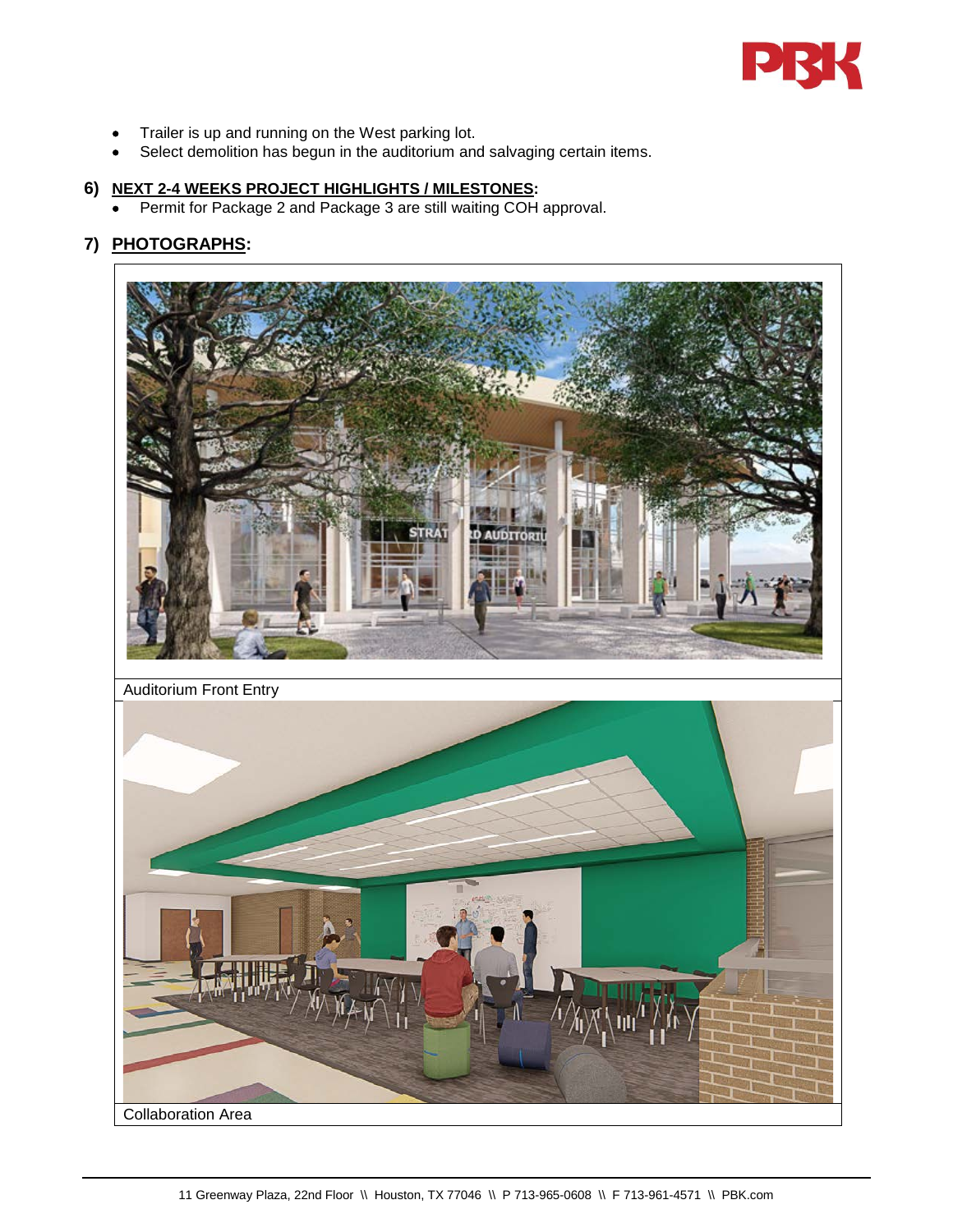- Trailer is up and running on the West parking lot.
- Select demolition has begun in the auditorium and salvaging certain items.

## 6) NEXT 2-4 WEEKS PROJECT HIGHLIGHTS / MILESTONES:

- Permit for Package 2 and Package 3 are still waiting COH approval.

## 7) PHOTOGRAPHS:

Auditorium Front Entry

Collaboration Area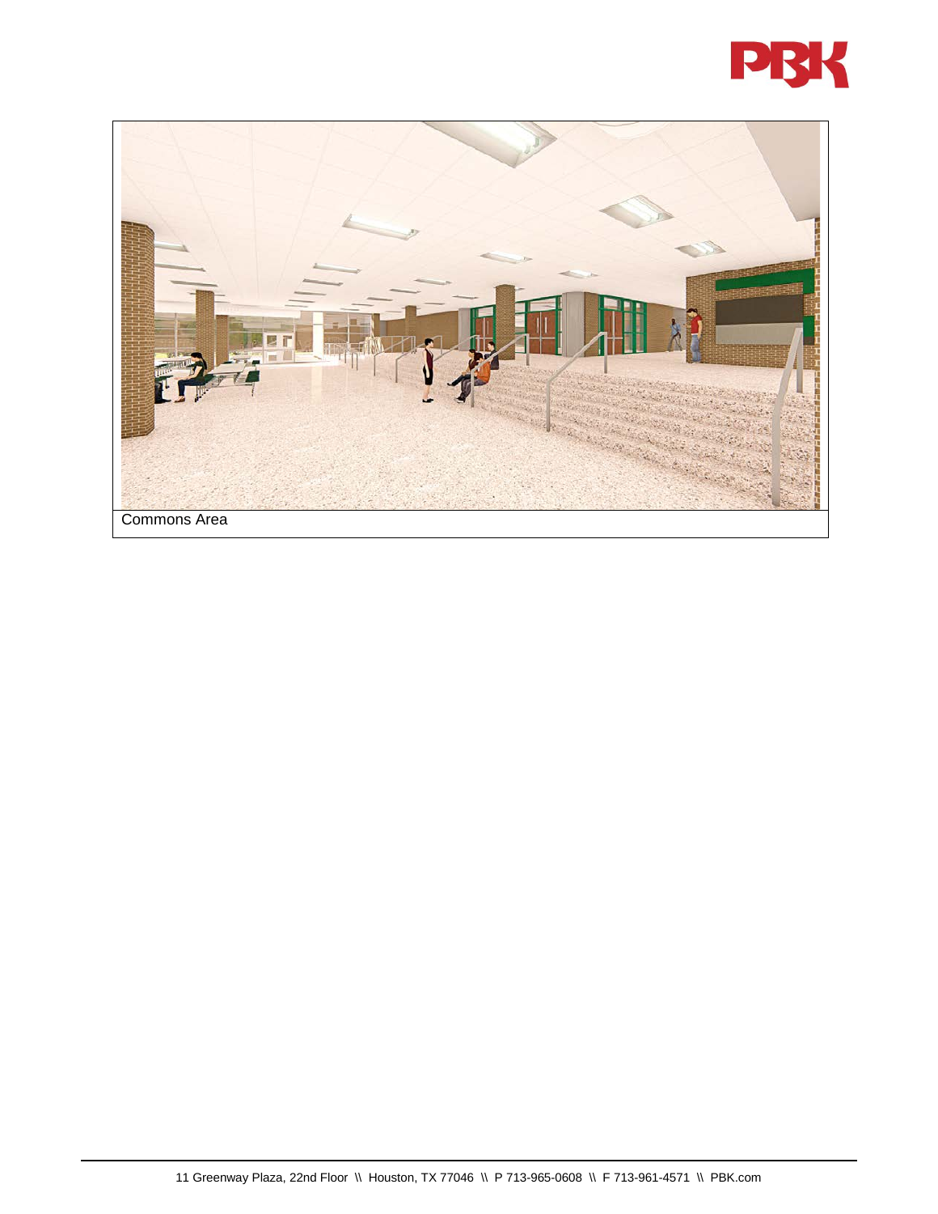Commons Area